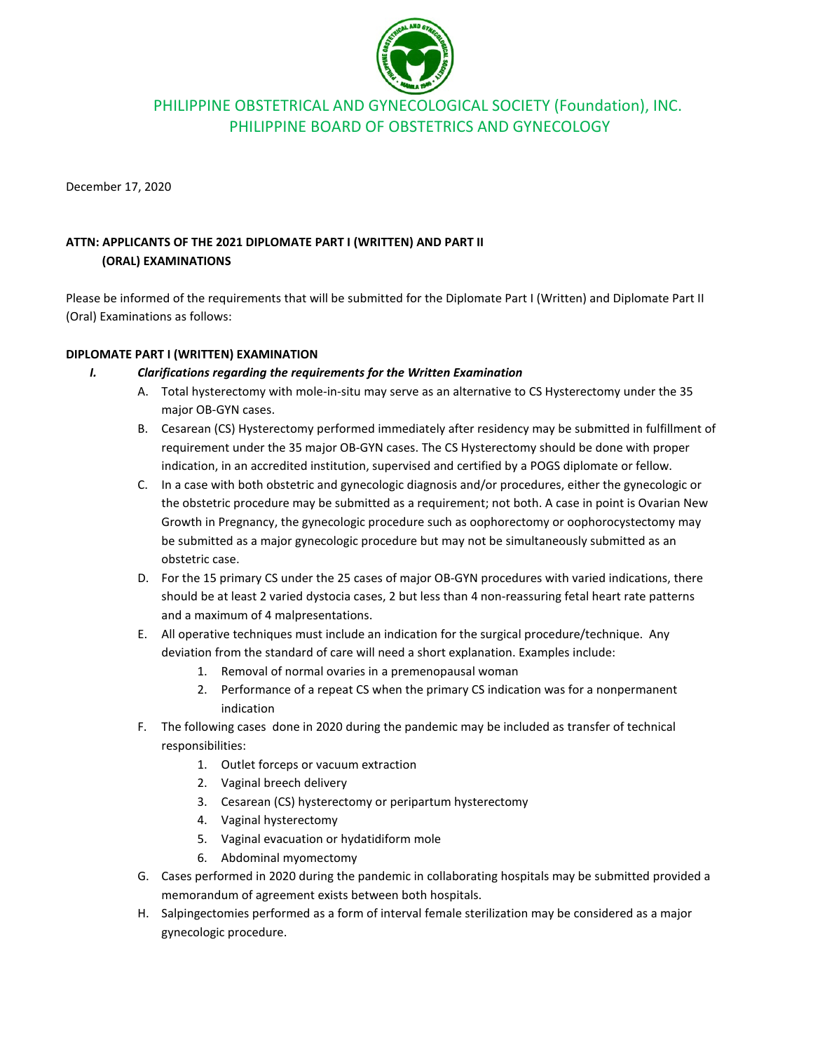# PHILIPPINE OBSTETRICAL AND GYNECOLOGICAL SOCIETY (Foundation), INC.
## PHILIPPINE BOARD OF OBSTETRICS AND GYNECOLOGY

December 17, 2020

**ATTN: APPLICANTS OF THE 2021 DIPLOMATE PART I (WRITTEN) AND PART II (ORAL) EXAMINATIONS**

Please be informed of the requirements that will be submitted for the Diplomate Part I (Written) and Diplomate Part II (Oral) Examinations as follows:

**DIPLOMATE PART I (WRITTEN) EXAMINATION**

***I. Clarifications regarding the requirements for the Written Examination***

A. Total hysterectomy with mole-in-situ may serve as an alternative to CS Hysterectomy under the 35 major OB-GYN cases.

B. Cesarean (CS) Hysterectomy performed immediately after residency may be submitted in fulfillment of requirement under the 35 major OB-GYN cases. The CS Hysterectomy should be done with proper indication, in an accredited institution, supervised and certified by a POGS diplomate or fellow.

C. In a case with both obstetric and gynecologic diagnosis and/or procedures, either the gynecologic or the obstetric procedure may be submitted as a requirement; not both. A case in point is Ovarian New Growth in Pregnancy, the gynecologic procedure such as oophorectomy or oophorocystectomy may be submitted as a major gynecologic procedure but may not be simultaneously submitted as an obstetric case.

D. For the 15 primary CS under the 25 cases of major OB-GYN procedures with varied indications, there should be at least 2 varied dystocia cases, 2 but less than 4 non-reassuring fetal heart rate patterns and a maximum of 4 malpresentations.

E. All operative techniques must include an indication for the surgical procedure/technique. Any deviation from the standard of care will need a short explanation. Examples include:
   1. Removal of normal ovaries in a premenopausal woman
   2. Performance of a repeat CS when the primary CS indication was for a nonpermanent indication

F. The following cases done in 2020 during the pandemic may be included as transfer of technical responsibilities:
   1. Outlet forceps or vacuum extraction
   2. Vaginal breech delivery
   3. Cesarean (CS) hysterectomy or peripartum hysterectomy
   4. Vaginal hysterectomy
   5. Vaginal evacuation or hydatidiform mole
   6. Abdominal myomectomy

G. Cases performed in 2020 during the pandemic in collaborating hospitals may be submitted provided a memorandum of agreement exists between both hospitals.

H. Salpingectomies performed as a form of interval female sterilization may be considered as a major gynecologic procedure.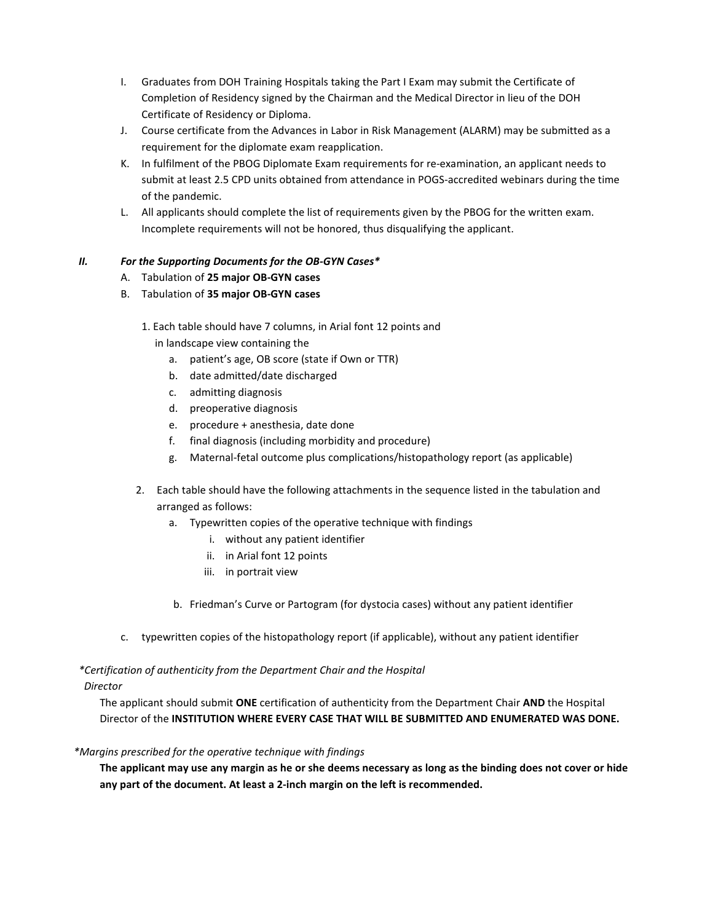I. Graduates from DOH Training Hospitals taking the Part I Exam may submit the Certificate of Completion of Residency signed by the Chairman and the Medical Director in lieu of the DOH Certificate of Residency or Diploma.

J. Course certificate from the Advances in Labor in Risk Management (ALARM) may be submitted as a requirement for the diplomate exam reapplication.

K. In fulfilment of the PBOG Diplomate Exam requirements for re-examination, an applicant needs to submit at least 2.5 CPD units obtained from attendance in POGS-accredited webinars during the time of the pandemic.

L. All applicants should complete the list of requirements given by the PBOG for the written exam. Incomplete requirements will not be honored, thus disqualifying the applicant.

***II. For the Supporting Documents for the OB-GYN Cases****

A. Tabulation of **25 major OB-GYN cases**

B. Tabulation of **35 major OB-GYN cases**

1. Each table should have 7 columns, in Arial font 12 points and in landscape view containing the
   a. patient's age, OB score (state if Own or TTR)
   b. date admitted/date discharged
   c. admitting diagnosis
   d. preoperative diagnosis
   e. procedure + anesthesia, date done
   f. final diagnosis (including morbidity and procedure)
   g. Maternal-fetal outcome plus complications/histopathology report (as applicable)

2. Each table should have the following attachments in the sequence listed in the tabulation and arranged as follows:
   a. Typewritten copies of the operative technique with findings
      i. without any patient identifier
      ii. in Arial font 12 points
      iii. in portrait view
   b. Friedman's Curve or Partogram (for dystocia cases) without any patient identifier

c. typewritten copies of the histopathology report (if applicable), without any patient identifier

*\*Certification of authenticity from the Department Chair and the Hospital Director*

The applicant should submit **ONE** certification of authenticity from the Department Chair **AND** the Hospital Director of the **INSTITUTION WHERE EVERY CASE THAT WILL BE SUBMITTED AND ENUMERATED WAS DONE.**

*\*Margins prescribed for the operative technique with findings*

**The applicant may use any margin as he or she deems necessary as long as the binding does not cover or hide any part of the document. At least a 2-inch margin on the left is recommended.**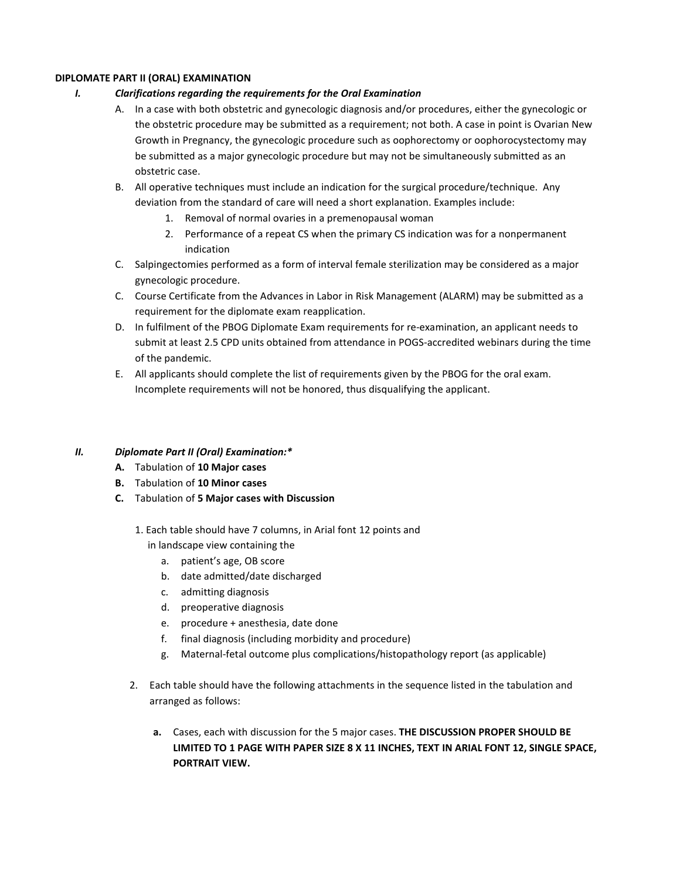**DIPLOMATE PART II (ORAL) EXAMINATION**

I. ***Clarifications regarding the requirements for the Oral Examination***

A. In a case with both obstetric and gynecologic diagnosis and/or procedures, either the gynecologic or the obstetric procedure may be submitted as a requirement; not both. A case in point is Ovarian New Growth in Pregnancy, the gynecologic procedure such as oophorectomy or oophorocystectomy may be submitted as a major gynecologic procedure but may not be simultaneously submitted as an obstetric case.

B. All operative techniques must include an indication for the surgical procedure/technique. Any deviation from the standard of care will need a short explanation. Examples include:
   1. Removal of normal ovaries in a premenopausal woman
   2. Performance of a repeat CS when the primary CS indication was for a nonpermanent indication

C. Salpingectomies performed as a form of interval female sterilization may be considered as a major gynecologic procedure.

C. Course Certificate from the Advances in Labor in Risk Management (ALARM) may be submitted as a requirement for the diplomate exam reapplication.

D. In fulfilment of the PBOG Diplomate Exam requirements for re-examination, an applicant needs to submit at least 2.5 CPD units obtained from attendance in POGS-accredited webinars during the time of the pandemic.

E. All applicants should complete the list of requirements given by the PBOG for the oral exam. Incomplete requirements will not be honored, thus disqualifying the applicant.

II. ***Diplomate Part II (Oral) Examination:****

**A.** Tabulation of **10 Major cases**

**B.** Tabulation of **10 Minor cases**

**C.** Tabulation of **5 Major cases with Discussion**

1. Each table should have 7 columns, in Arial font 12 points and in landscape view containing the
   a. patient's age, OB score
   b. date admitted/date discharged
   c. admitting diagnosis
   d. preoperative diagnosis
   e. procedure + anesthesia, date done
   f. final diagnosis (including morbidity and procedure)
   g. Maternal-fetal outcome plus complications/histopathology report (as applicable)

2. Each table should have the following attachments in the sequence listed in the tabulation and arranged as follows:

   **a.** Cases, each with discussion for the 5 major cases. **THE DISCUSSION PROPER SHOULD BE LIMITED TO 1 PAGE WITH PAPER SIZE 8 X 11 INCHES, TEXT IN ARIAL FONT 12, SINGLE SPACE, PORTRAIT VIEW.**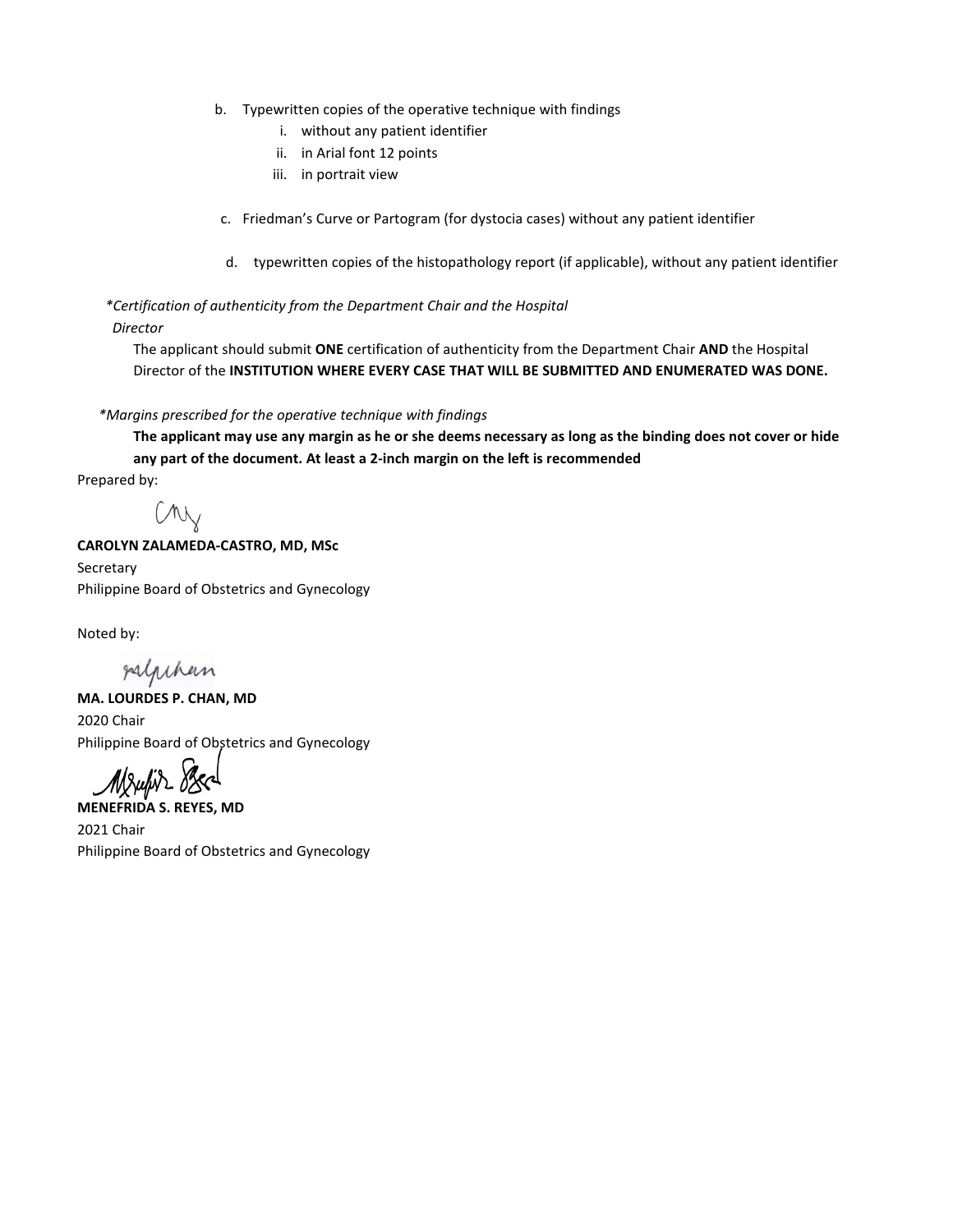b. Typewritten copies of the operative technique with findings
   i. without any patient identifier
   ii. in Arial font 12 points
   iii. in portrait view

c. Friedman's Curve or Partogram (for dystocia cases) without any patient identifier

d. typewritten copies of the histopathology report (if applicable), without any patient identifier

*\*Certification of authenticity from the Department Chair and the Hospital Director*

The applicant should submit **ONE** certification of authenticity from the Department Chair **AND** the Hospital Director of the **INSTITUTION WHERE EVERY CASE THAT WILL BE SUBMITTED AND ENUMERATED WAS DONE.**

*\*Margins prescribed for the operative technique with findings*

**The applicant may use any margin as he or she deems necessary as long as the binding does not cover or hide any part of the document. At least a 2-inch margin on the left is recommended**

Prepared by:

**CAROLYN ZALAMEDA-CASTRO, MD, MSc**
Secretary
Philippine Board of Obstetrics and Gynecology

Noted by:

**MA. LOURDES P. CHAN, MD**
2020 Chair
Philippine Board of Obstetrics and Gynecology

**MENEFRIDA S. REYES, MD**
2021 Chair
Philippine Board of Obstetrics and Gynecology